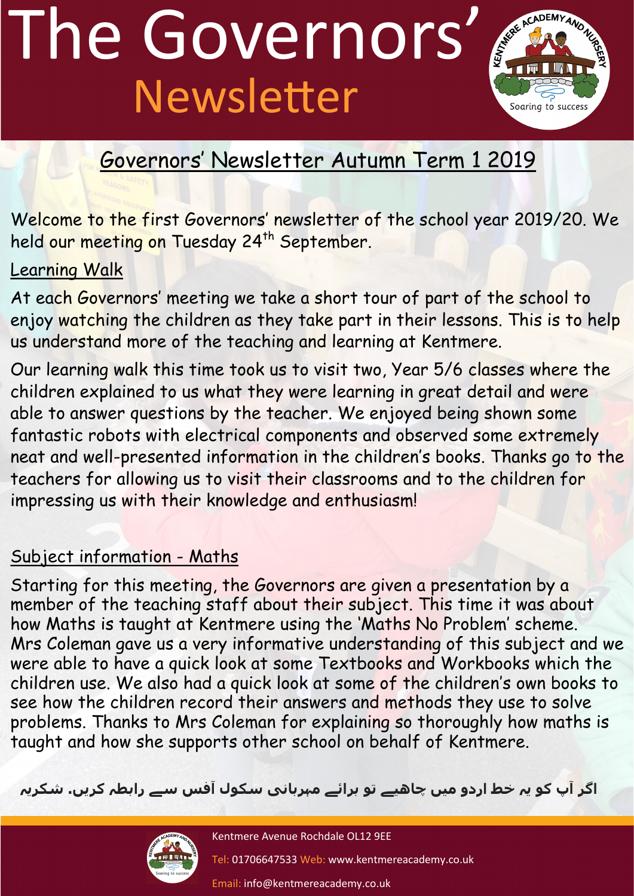# The Governors' Newsletter

## Governors' Newsletter Autumn Term 1 2019

Welcome to the first Governors' newsletter of the school year 2019/20. We held our meeting on Tuesday 24th September.

### Learning Walk

At each Governors' meeting we take a short tour of part of the school to enjoy watching the children as they take part in their lessons. This is to help us understand more of the teaching and learning at Kentmere.

Our learning walk this time took us to visit two, Year 5/6 classes where the children explained to us what they were learning in great detail and were able to answer questions by the teacher. We enjoyed being shown some fantastic robots with electrical components and observed some extremely neat and well-presented information in the children's books. Thanks go to the teachers for allowing us to visit their classrooms and to the children for impressing us with their knowledge and enthusiasm!

### Subject information - Maths

Starting for this meeting, the Governors are given a presentation by a member of the teaching staff about their subject. This time it was about how Maths is taught at Kentmere using the 'Maths No Problem' scheme. Mrs Coleman gave us a very informative understanding of this subject and we were able to have a quick look at some Textbooks and Workbooks which the children use. We also had a quick look at some of the children's own books to see how the children record their answers and methods they use to solve problems. Thanks to Mrs Coleman for explaining so thoroughly how maths is taught and how she supports other school on behalf of Kentmere.

**اگر آپ کو یہ خط اردو میں چاھیے تو برائے مہربانی سکول آفس سے رابطہ کریں۔ شکریہ**

Kentmere Avenue Rochdale OL12 9EE

Tel: 01706647533 Web: www.kentmereacademy.co.uk

Email: info@kentmereacademy.co.uk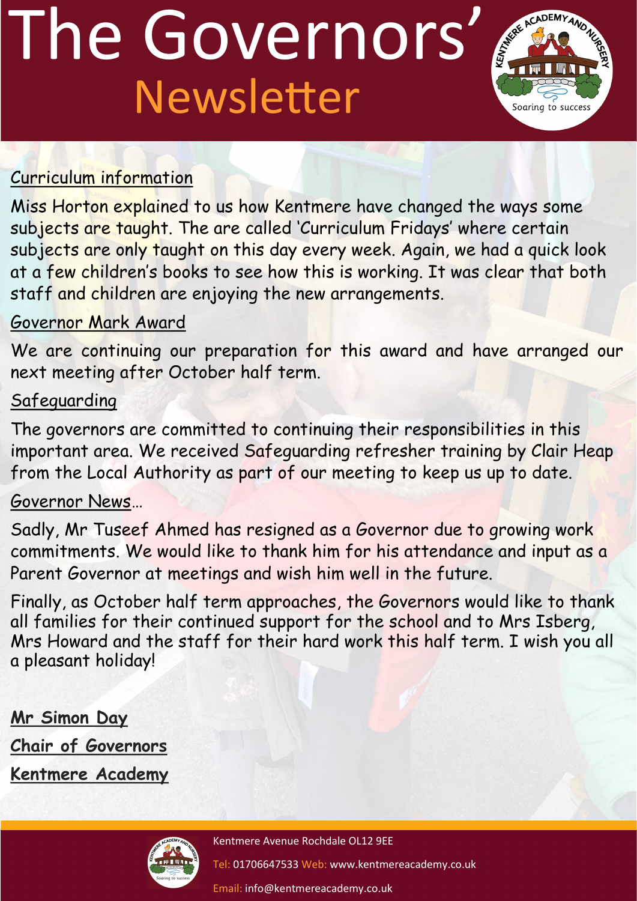# The Governors' Newsletter

## Curriculum information

Miss Horton explained to us how Kentmere have changed the ways some subjects are taught. The are called 'Curriculum Fridays' where certain subjects are only taught on this day every week. Again, we had a quick look at a few children's books to see how this is working. It was clear that both staff and children are enjoying the new arrangements.

## Governor Mark Award

We are continuing our preparation for this award and have arranged our next meeting after October half term.

## Safeguarding

The governors are committed to continuing their responsibilities in this important area. We received Safeguarding refresher training by Clair Heap from the Local Authority as part of our meeting to keep us up to date.

## Governor News…

Sadly, Mr Tuseef Ahmed has resigned as a Governor due to growing work commitments. We would like to thank him for his attendance and input as a Parent Governor at meetings and wish him well in the future.

Finally, as October half term approaches, the Governors would like to thank all families for their continued support for the school and to Mrs Isberg, Mrs Howard and the staff for their hard work this half term. I wish you all a pleasant holiday!

**Mr Simon Day**

**Chair of Governors**

**Kentmere Academy**

Kentmere Avenue Rochdale OL12 9EE

Tel: 01706647533 Web: www.kentmereacademy.co.uk

Email: info@kentmereacademy.co.uk